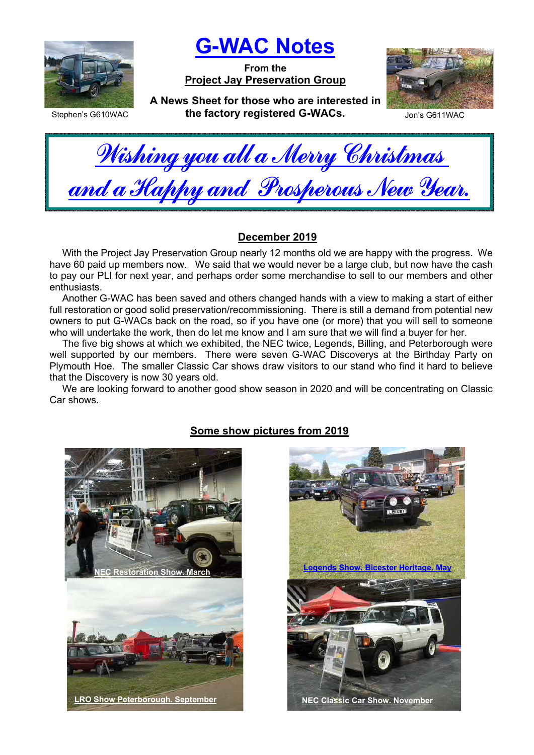Stephen's G610WAC

# G-WAC Notes

**From the**
**Project Jay Preservation Group**

**A News Sheet for those who are interested in the factory registered G-WACs.**

Jon's G611WAC

## *Wishing you all a Merry Christmas and a Happy and Prosperous New Year.*

### December 2019

With the Project Jay Preservation Group nearly 12 months old we are happy with the progress. We have 60 paid up members now. We said that we would never be a large club, but now have the cash to pay our PLI for next year, and perhaps order some merchandise to sell to our members and other enthusiasts.

Another G-WAC has been saved and others changed hands with a view to making a start of either full restoration or good solid preservation/recommissioning. There is still a demand from potential new owners to put G-WACs back on the road, so if you have one (or more) that you will sell to someone who will undertake the work, then do let me know and I am sure that we will find a buyer for her.

The five big shows at which we exhibited, the NEC twice, Legends, Billing, and Peterborough were well supported by our members. There were seven G-WAC Discoverys at the Birthday Party on Plymouth Hoe. The smaller Classic Car shows draw visitors to our stand who find it hard to believe that the Discovery is now 30 years old.

We are looking forward to another good show season in 2020 and will be concentrating on Classic Car shows.

### Some show pictures from 2019

NEC Restoration Show. March

Legends Show. Bicester Heritage. May

LRO Show Peterborough. September

NEC Classic Car Show. November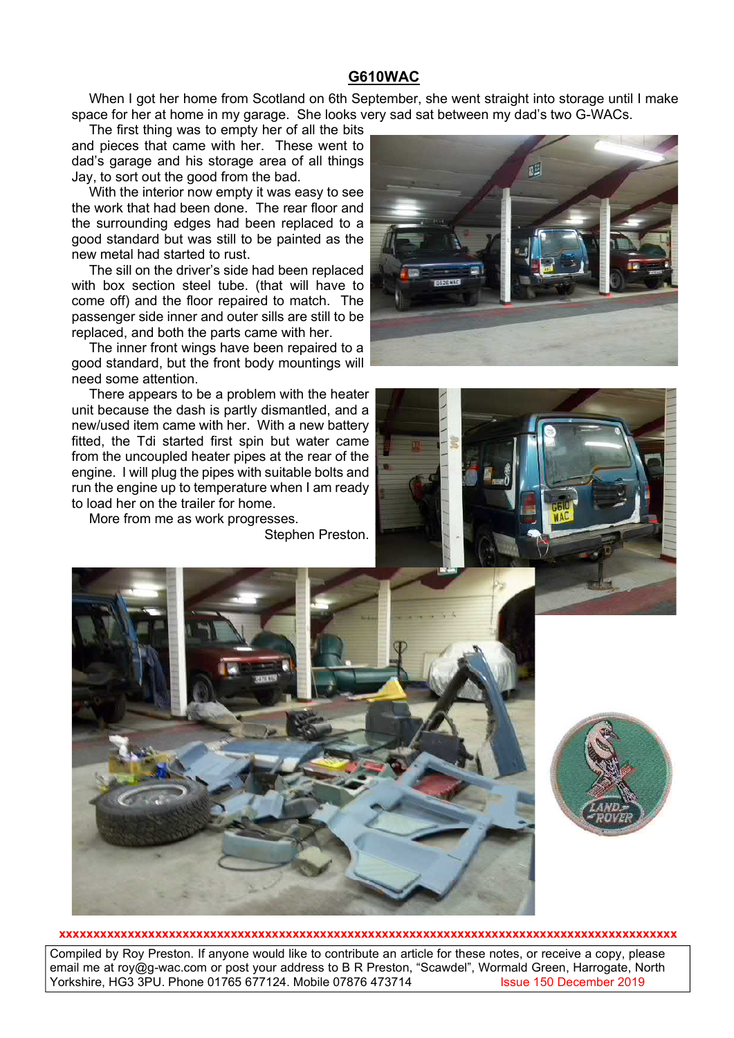## G610WAC

When I got her home from Scotland on 6th September, she went straight into storage until I make space for her at home in my garage. She looks very sad sat between my dad's two G-WACs.

The first thing was to empty her of all the bits and pieces that came with her. These went to dad's garage and his storage area of all things Jay, to sort out the good from the bad.

With the interior now empty it was easy to see the work that had been done. The rear floor and the surrounding edges had been replaced to a good standard but was still to be painted as the new metal had started to rust.

The sill on the driver's side had been replaced with box section steel tube. (that will have to come off) and the floor repaired to match. The passenger side inner and outer sills are still to be replaced, and both the parts came with her.

The inner front wings have been repaired to a good standard, but the front body mountings will need some attention.

There appears to be a problem with the heater unit because the dash is partly dismantled, and a new/used item came with her. With a new battery fitted, the Tdi started first spin but water came from the uncoupled heater pipes at the rear of the engine. I will plug the pipes with suitable bolts and run the engine up to temperature when I am ready to load her on the trailer for home.

More from me as work progresses.

Stephen Preston.

xxxxxxxxxxxxxxxxxxxxxxxxxxxxxxxxxxxxxxxxxxxxxxxxxxxxxxxxxxxxxxxxxxxxxxxxxxxxxxxxxxxxxxxxxxxx

Compiled by Roy Preston. If anyone would like to contribute an article for these notes, or receive a copy, please email me at roy@g-wac.com or post your address to B R Preston, "Scawdel", Wormald Green, Harrogate, North Yorkshire, HG3 3PU. Phone 01765 677124. Mobile 07876 473714 Issue 150 December 2019